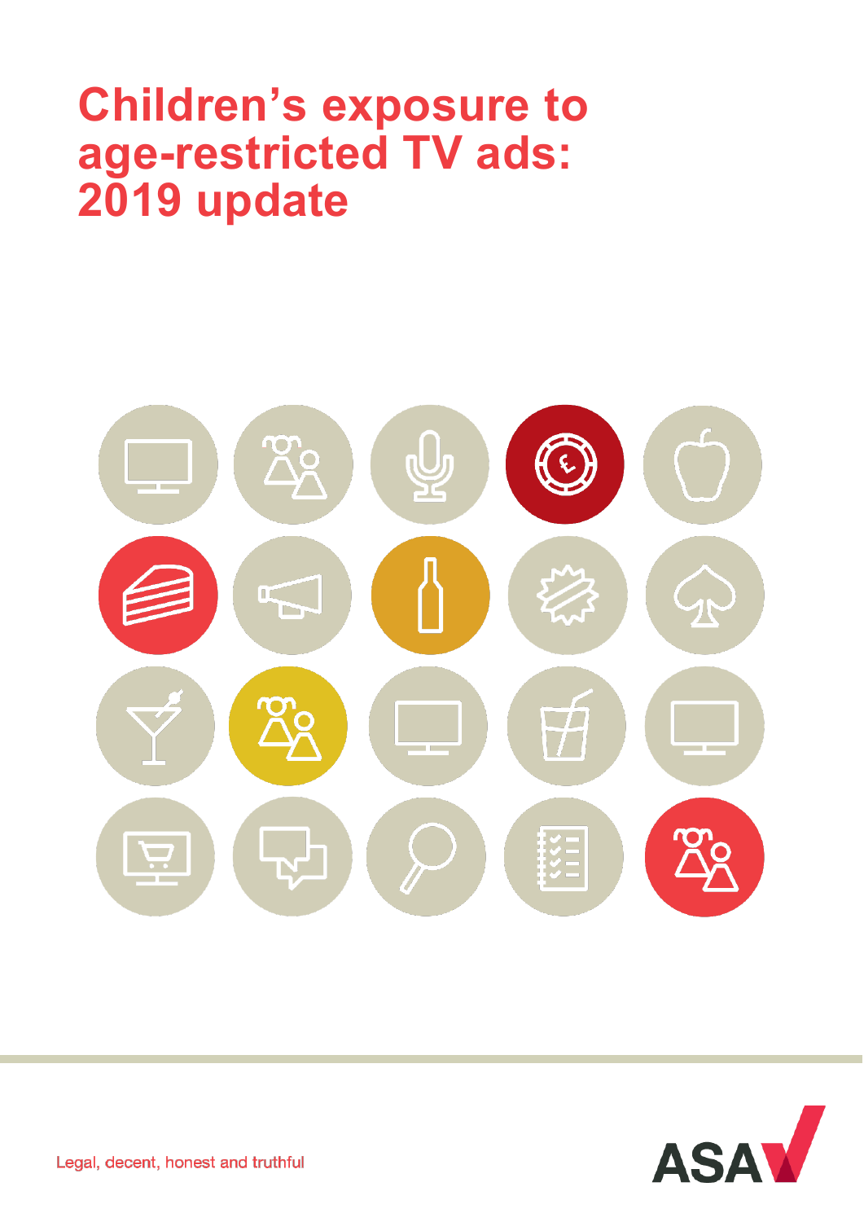# Children's exposure to age-restricted TV ads: 2019 update

Legal, decent, honest and truthful

ASA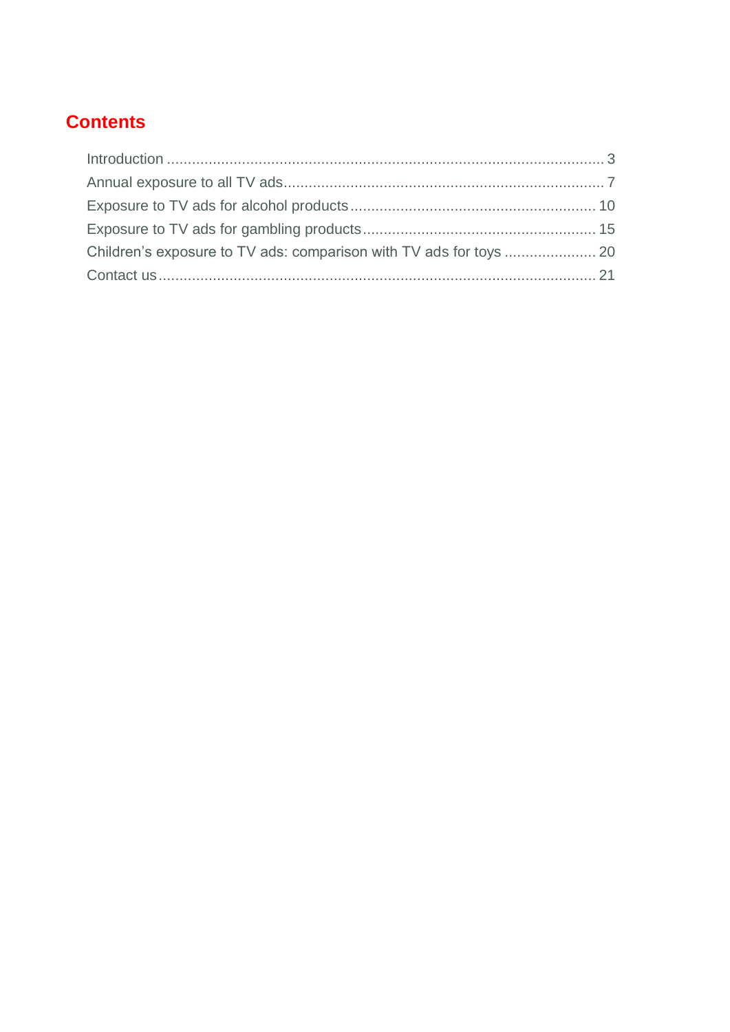## Contents

Introduction ........................................................................................................ 3
Annual exposure to all TV ads........................................................................... 7
Exposure to TV ads for alcohol products .......................................................... 10
Exposure to TV ads for gambling products ....................................................... 15
Children's exposure to TV ads: comparison with TV ads for toys ...................... 20
Contact us ........................................................................................................ 21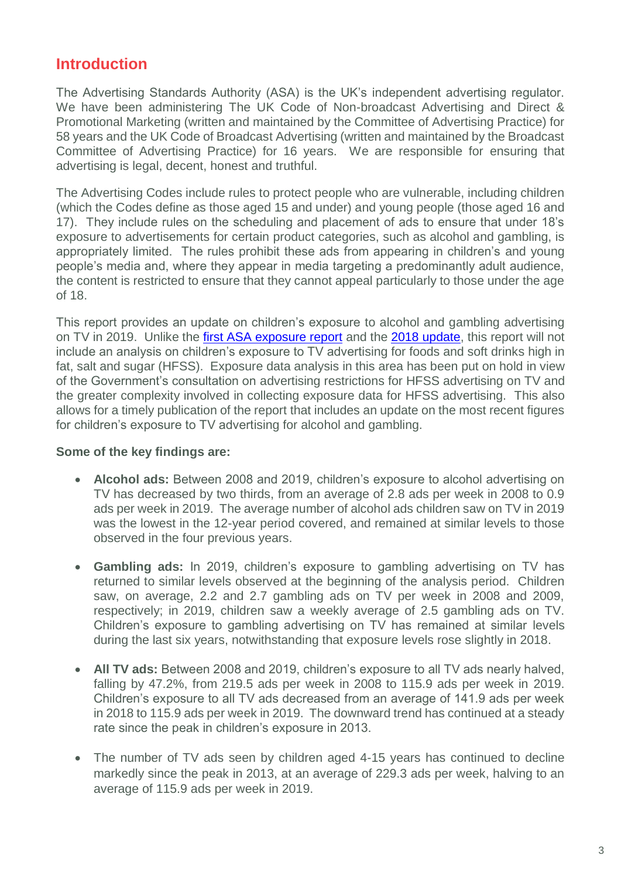## Introduction

The Advertising Standards Authority (ASA) is the UK's independent advertising regulator. We have been administering The UK Code of Non-broadcast Advertising and Direct & Promotional Marketing (written and maintained by the Committee of Advertising Practice) for 58 years and the UK Code of Broadcast Advertising (written and maintained by the Broadcast Committee of Advertising Practice) for 16 years. We are responsible for ensuring that advertising is legal, decent, honest and truthful.

The Advertising Codes include rules to protect people who are vulnerable, including children (which the Codes define as those aged 15 and under) and young people (those aged 16 and 17). They include rules on the scheduling and placement of ads to ensure that under 18's exposure to advertisements for certain product categories, such as alcohol and gambling, is appropriately limited. The rules prohibit these ads from appearing in children's and young people's media and, where they appear in media targeting a predominantly adult audience, the content is restricted to ensure that they cannot appeal particularly to those under the age of 18.

This report provides an update on children's exposure to alcohol and gambling advertising on TV in 2019. Unlike the first ASA exposure report and the 2018 update, this report will not include an analysis on children's exposure to TV advertising for foods and soft drinks high in fat, salt and sugar (HFSS). Exposure data analysis in this area has been put on hold in view of the Government's consultation on advertising restrictions for HFSS advertising on TV and the greater complexity involved in collecting exposure data for HFSS advertising. This also allows for a timely publication of the report that includes an update on the most recent figures for children's exposure to TV advertising for alcohol and gambling.

**Some of the key findings are:**

- **Alcohol ads:** Between 2008 and 2019, children's exposure to alcohol advertising on TV has decreased by two thirds, from an average of 2.8 ads per week in 2008 to 0.9 ads per week in 2019. The average number of alcohol ads children saw on TV in 2019 was the lowest in the 12-year period covered, and remained at similar levels to those observed in the four previous years.

- **Gambling ads:** In 2019, children's exposure to gambling advertising on TV has returned to similar levels observed at the beginning of the analysis period. Children saw, on average, 2.2 and 2.7 gambling ads on TV per week in 2008 and 2009, respectively; in 2019, children saw a weekly average of 2.5 gambling ads on TV. Children's exposure to gambling advertising on TV has remained at similar levels during the last six years, notwithstanding that exposure levels rose slightly in 2018.

- **All TV ads:** Between 2008 and 2019, children's exposure to all TV ads nearly halved, falling by 47.2%, from 219.5 ads per week in 2008 to 115.9 ads per week in 2019. Children's exposure to all TV ads decreased from an average of 141.9 ads per week in 2018 to 115.9 ads per week in 2019. The downward trend has continued at a steady rate since the peak in children's exposure in 2013.

- The number of TV ads seen by children aged 4-15 years has continued to decline markedly since the peak in 2013, at an average of 229.3 ads per week, halving to an average of 115.9 ads per week in 2019.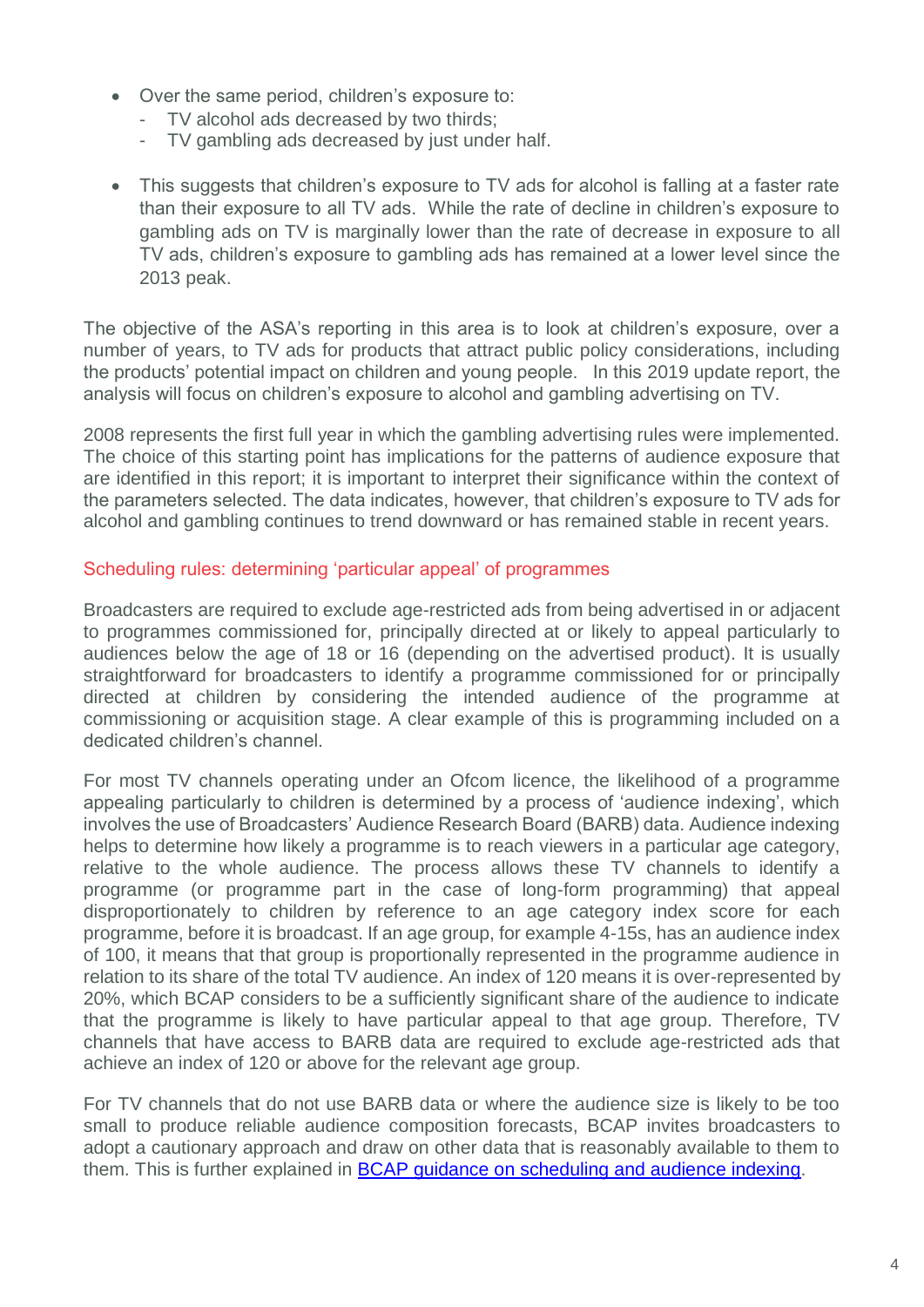- Over the same period, children's exposure to:
  - TV alcohol ads decreased by two thirds;
  - TV gambling ads decreased by just under half.

- This suggests that children's exposure to TV ads for alcohol is falling at a faster rate than their exposure to all TV ads. While the rate of decline in children's exposure to gambling ads on TV is marginally lower than the rate of decrease in exposure to all TV ads, children's exposure to gambling ads has remained at a lower level since the 2013 peak.

The objective of the ASA's reporting in this area is to look at children's exposure, over a number of years, to TV ads for products that attract public policy considerations, including the products' potential impact on children and young people. In this 2019 update report, the analysis will focus on children's exposure to alcohol and gambling advertising on TV.

2008 represents the first full year in which the gambling advertising rules were implemented. The choice of this starting point has implications for the patterns of audience exposure that are identified in this report; it is important to interpret their significance within the context of the parameters selected. The data indicates, however, that children's exposure to TV ads for alcohol and gambling continues to trend downward or has remained stable in recent years.

## Scheduling rules: determining 'particular appeal' of programmes

Broadcasters are required to exclude age-restricted ads from being advertised in or adjacent to programmes commissioned for, principally directed at or likely to appeal particularly to audiences below the age of 18 or 16 (depending on the advertised product). It is usually straightforward for broadcasters to identify a programme commissioned for or principally directed at children by considering the intended audience of the programme at commissioning or acquisition stage. A clear example of this is programming included on a dedicated children's channel.

For most TV channels operating under an Ofcom licence, the likelihood of a programme appealing particularly to children is determined by a process of 'audience indexing', which involves the use of Broadcasters' Audience Research Board (BARB) data. Audience indexing helps to determine how likely a programme is to reach viewers in a particular age category, relative to the whole audience. The process allows these TV channels to identify a programme (or programme part in the case of long-form programming) that appeal disproportionately to children by reference to an age category index score for each programme, before it is broadcast. If an age group, for example 4-15s, has an audience index of 100, it means that that group is proportionately represented in the programme audience in relation to its share of the total TV audience. An index of 120 means it is over-represented by 20%, which BCAP considers to be a sufficiently significant share of the audience to indicate that the programme is likely to have particular appeal to that age group. Therefore, TV channels that have access to BARB data are required to exclude age-restricted ads that achieve an index of 120 or above for the relevant age group.

For TV channels that do not use BARB data or where the audience size is likely to be too small to produce reliable audience composition forecasts, BCAP invites broadcasters to adopt a cautionary approach and draw on other data that is reasonably available to them to them. This is further explained in [BCAP guidance on scheduling and audience indexing](BCAP guidance on scheduling and audience indexing).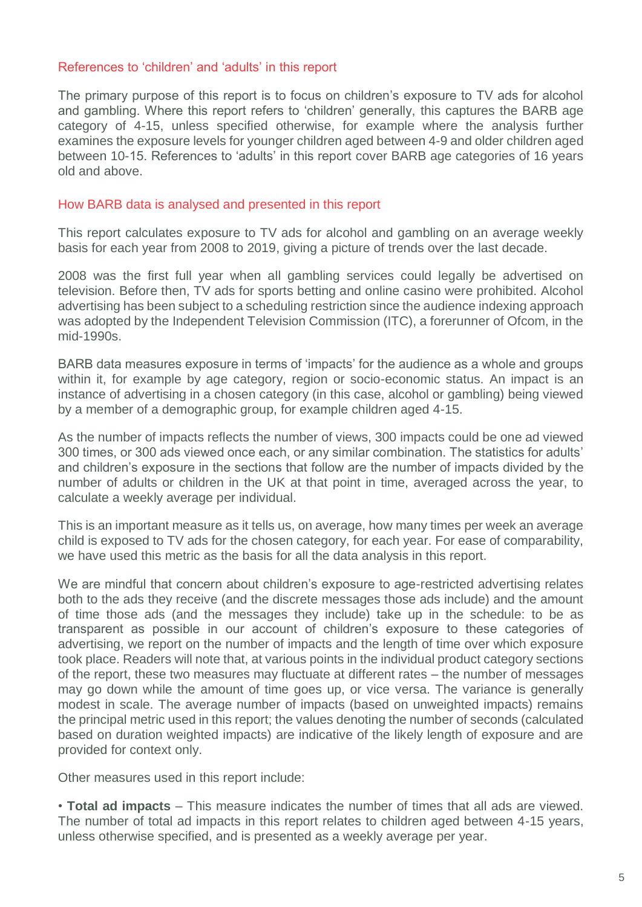## References to 'children' and 'adults' in this report

The primary purpose of this report is to focus on children's exposure to TV ads for alcohol and gambling. Where this report refers to 'children' generally, this captures the BARB age category of 4-15, unless specified otherwise, for example where the analysis further examines the exposure levels for younger children aged between 4-9 and older children aged between 10-15. References to 'adults' in this report cover BARB age categories of 16 years old and above.

## How BARB data is analysed and presented in this report

This report calculates exposure to TV ads for alcohol and gambling on an average weekly basis for each year from 2008 to 2019, giving a picture of trends over the last decade.

2008 was the first full year when all gambling services could legally be advertised on television. Before then, TV ads for sports betting and online casino were prohibited. Alcohol advertising has been subject to a scheduling restriction since the audience indexing approach was adopted by the Independent Television Commission (ITC), a forerunner of Ofcom, in the mid-1990s.

BARB data measures exposure in terms of 'impacts' for the audience as a whole and groups within it, for example by age category, region or socio-economic status. An impact is an instance of advertising in a chosen category (in this case, alcohol or gambling) being viewed by a member of a demographic group, for example children aged 4-15.

As the number of impacts reflects the number of views, 300 impacts could be one ad viewed 300 times, or 300 ads viewed once each, or any similar combination. The statistics for adults' and children's exposure in the sections that follow are the number of impacts divided by the number of adults or children in the UK at that point in time, averaged across the year, to calculate a weekly average per individual.

This is an important measure as it tells us, on average, how many times per week an average child is exposed to TV ads for the chosen category, for each year. For ease of comparability, we have used this metric as the basis for all the data analysis in this report.

We are mindful that concern about children's exposure to age-restricted advertising relates both to the ads they receive (and the discrete messages those ads include) and the amount of time those ads (and the messages they include) take up in the schedule: to be as transparent as possible in our account of children's exposure to these categories of advertising, we report on the number of impacts and the length of time over which exposure took place. Readers will note that, at various points in the individual product category sections of the report, these two measures may fluctuate at different rates – the number of messages may go down while the amount of time goes up, or vice versa. The variance is generally modest in scale. The average number of impacts (based on unweighted impacts) remains the principal metric used in this report; the values denoting the number of seconds (calculated based on duration weighted impacts) are indicative of the likely length of exposure and are provided for context only.

Other measures used in this report include:

- **Total ad impacts** – This measure indicates the number of times that all ads are viewed. The number of total ad impacts in this report relates to children aged between 4-15 years, unless otherwise specified, and is presented as a weekly average per year.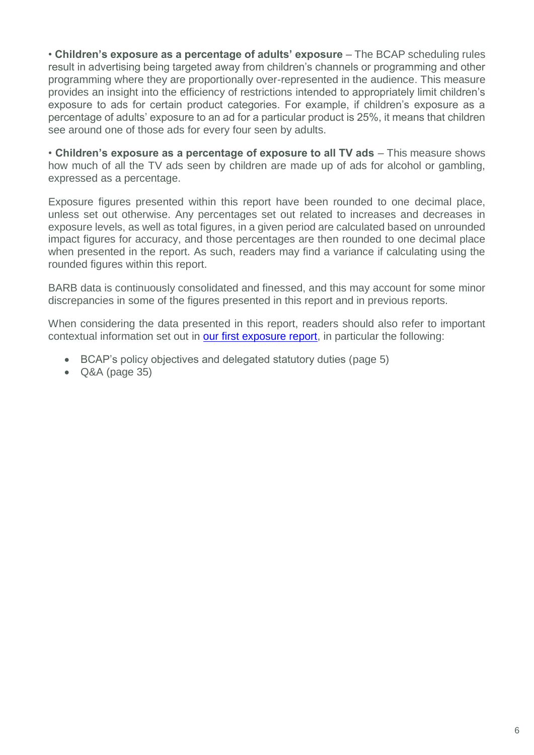• **Children's exposure as a percentage of adults' exposure** – The BCAP scheduling rules result in advertising being targeted away from children's channels or programming and other programming where they are proportionally over-represented in the audience. This measure provides an insight into the efficiency of restrictions intended to appropriately limit children's exposure to ads for certain product categories. For example, if children's exposure as a percentage of adults' exposure to an ad for a particular product is 25%, it means that children see around one of those ads for every four seen by adults.

• **Children's exposure as a percentage of exposure to all TV ads** – This measure shows how much of all the TV ads seen by children are made up of ads for alcohol or gambling, expressed as a percentage.

Exposure figures presented within this report have been rounded to one decimal place, unless set out otherwise. Any percentages set out related to increases and decreases in exposure levels, as well as total figures, in a given period are calculated based on unrounded impact figures for accuracy, and those percentages are then rounded to one decimal place when presented in the report. As such, readers may find a variance if calculating using the rounded figures within this report.

BARB data is continuously consolidated and finessed, and this may account for some minor discrepancies in some of the figures presented in this report and in previous reports.

When considering the data presented in this report, readers should also refer to important contextual information set out in our first exposure report, in particular the following:

- BCAP's policy objectives and delegated statutory duties (page 5)
- Q&A (page 35)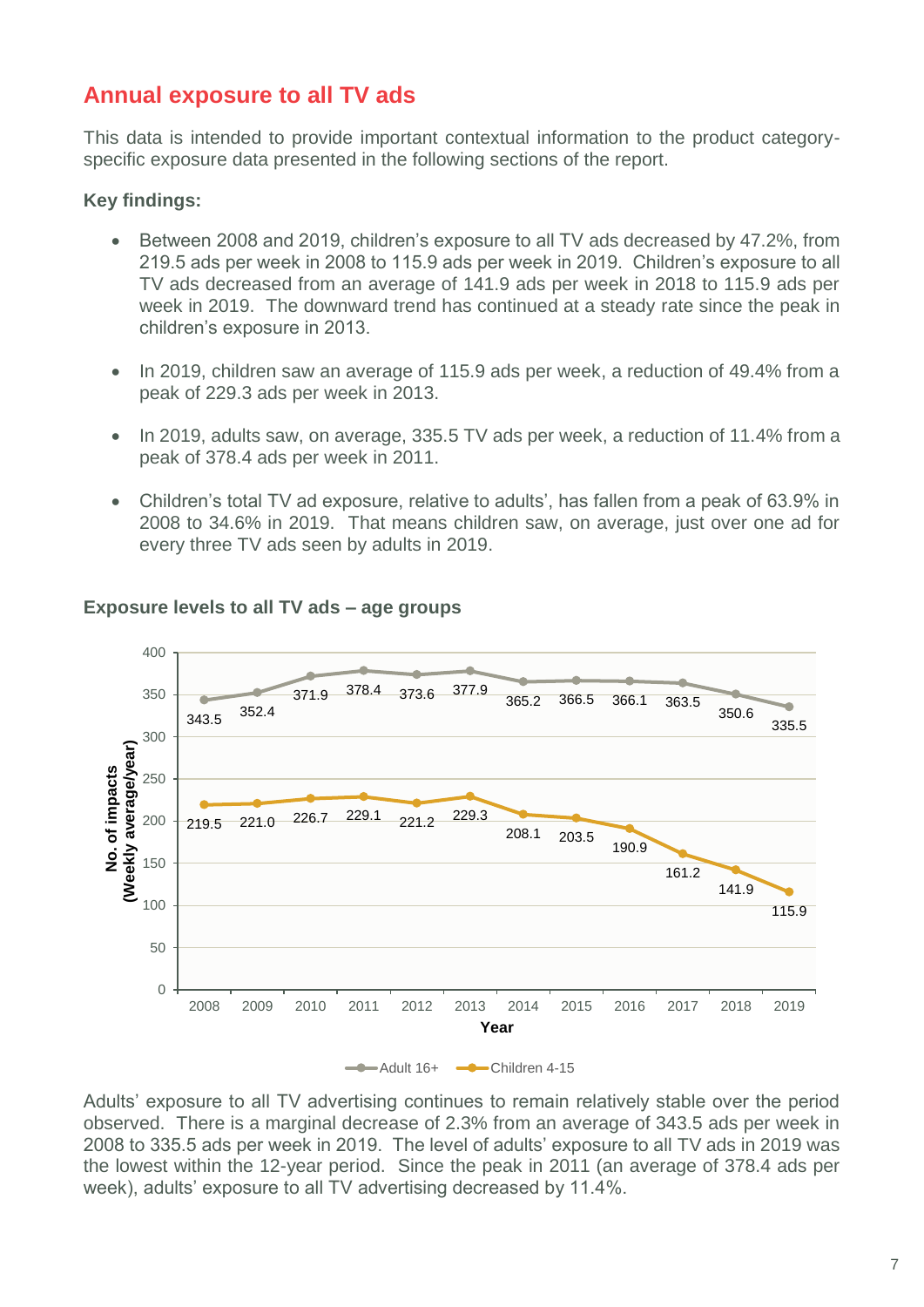## Annual exposure to all TV ads

This data is intended to provide important contextual information to the product category-specific exposure data presented in the following sections of the report.

**Key findings:**

- Between 2008 and 2019, children's exposure to all TV ads decreased by 47.2%, from 219.5 ads per week in 2008 to 115.9 ads per week in 2019. Children's exposure to all TV ads decreased from an average of 141.9 ads per week in 2018 to 115.9 ads per week in 2019. The downward trend has continued at a steady rate since the peak in children's exposure in 2013.
- In 2019, children saw an average of 115.9 ads per week, a reduction of 49.4% from a peak of 229.3 ads per week in 2013.
- In 2019, adults saw, on average, 335.5 TV ads per week, a reduction of 11.4% from a peak of 378.4 ads per week in 2011.
- Children's total TV ad exposure, relative to adults', has fallen from a peak of 63.9% in 2008 to 34.6% in 2019. That means children saw, on average, just over one ad for every three TV ads seen by adults in 2019.

**Exposure levels to all TV ads – age groups**

No. of impacts (Weekly average/year)

| Year | Adult 16+ | Children 4-15 |
|---|---|---|
| 2008 | 343.5 | 219.5 |
| 2009 | 352.4 | 221.0 |
| 2010 | 371.9 | 226.7 |
| 2011 | 378.4 | 229.1 |
| 2012 | 373.6 | 221.2 |
| 2013 | 377.9 | 229.3 |
| 2014 | 365.2 | 208.1 |
| 2015 | 366.5 | 203.5 |
| 2016 | 366.1 | 190.9 |
| 2017 | 363.5 | 161.2 |
| 2018 | 350.6 | 141.9 |
| 2019 | 335.5 | 115.9 |

Adults' exposure to all TV advertising continues to remain relatively stable over the period observed. There is a marginal decrease of 2.3% from an average of 343.5 ads per week in 2008 to 335.5 ads per week in 2019. The level of adults' exposure to all TV ads in 2019 was the lowest within the 12-year period. Since the peak in 2011 (an average of 378.4 ads per week), adults' exposure to all TV advertising decreased by 11.4%.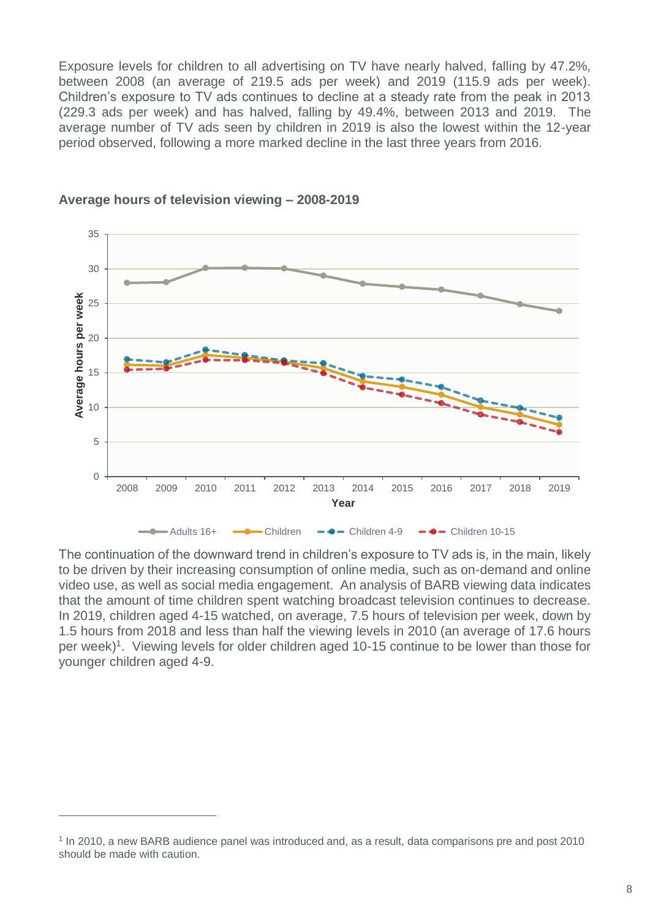Exposure levels for children to all advertising on TV have nearly halved, falling by 47.2%, between 2008 (an average of 219.5 ads per week) and 2019 (115.9 ads per week). Children's exposure to TV ads continues to decline at a steady rate from the peak in 2013 (229.3 ads per week) and has halved, falling by 49.4%, between 2013 and 2019. The average number of TV ads seen by children in 2019 is also the lowest within the 12-year period observed, following a more marked decline in the last three years from 2016.

**Average hours of television viewing – 2008-2019**

The continuation of the downward trend in children's exposure to TV ads is, in the main, likely to be driven by their increasing consumption of online media, such as on-demand and online video use, as well as social media engagement. An analysis of BARB viewing data indicates that the amount of time children spent watching broadcast television continues to decrease. In 2019, children aged 4-15 watched, on average, 7.5 hours of television per week, down by 1.5 hours from 2018 and less than half the viewing levels in 2010 (an average of 17.6 hours per week)[1]. Viewing levels for older children aged 10-15 continue to be lower than those for younger children aged 4-9.

[1] In 2010, a new BARB audience panel was introduced and, as a result, data comparisons pre and post 2010 should be made with caution.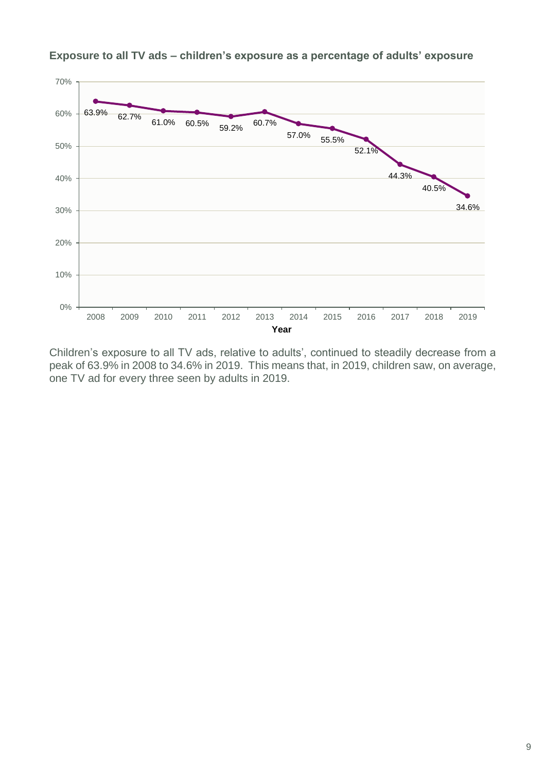**Exposure to all TV ads – children's exposure as a percentage of adults' exposure**

| Year | Children's exposure as % of adults' |
|---|---|
| 2008 | 63.9% |
| 2009 | 62.7% |
| 2010 | 61.0% |
| 2011 | 60.5% |
| 2012 | 59.2% |
| 2013 | 60.7% |
| 2014 | 57.0% |
| 2015 | 55.5% |
| 2016 | 52.1% |
| 2017 | 44.3% |
| 2018 | 40.5% |
| 2019 | 34.6% |

Children's exposure to all TV ads, relative to adults', continued to steadily decrease from a peak of 63.9% in 2008 to 34.6% in 2019. This means that, in 2019, children saw, on average, one TV ad for every three seen by adults in 2019.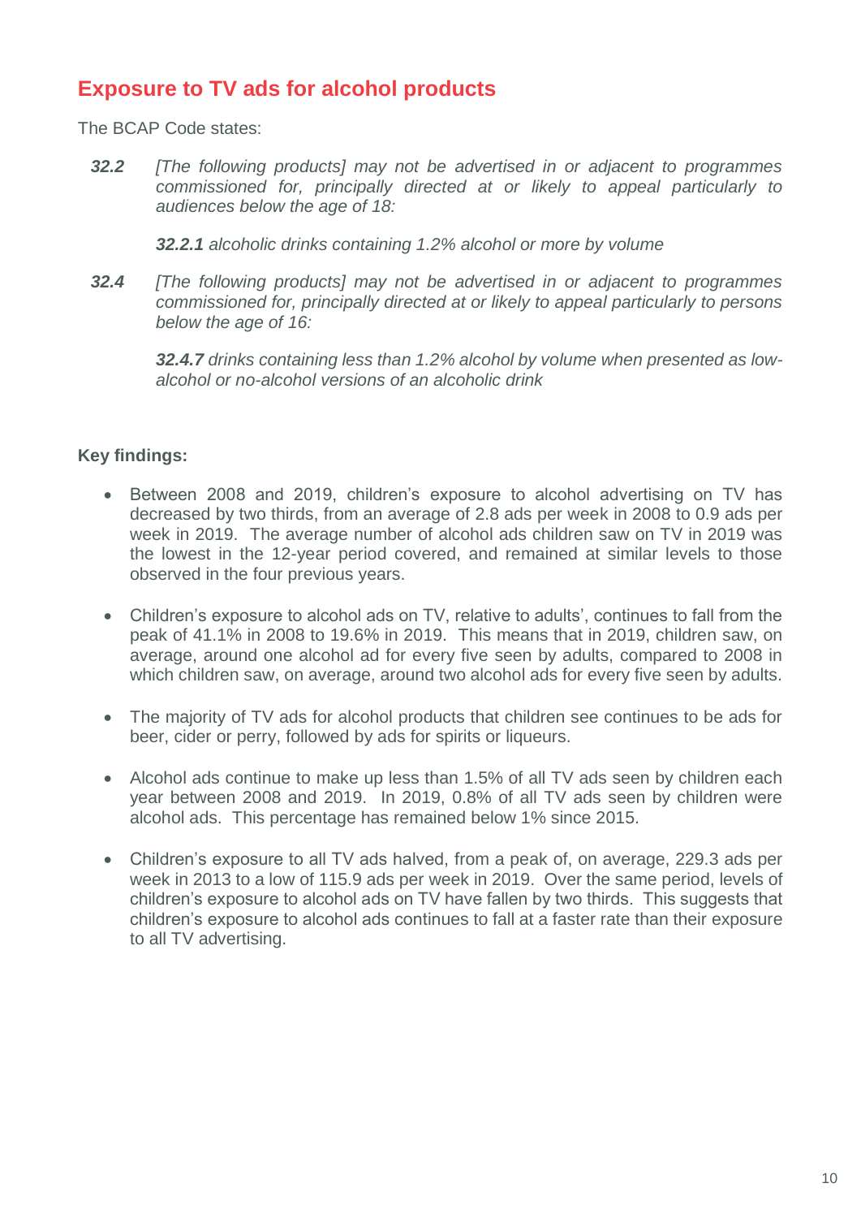## Exposure to TV ads for alcohol products

The BCAP Code states:

> ***32.2*** *[The following products] may not be advertised in or adjacent to programmes commissioned for, principally directed at or likely to appeal particularly to audiences below the age of 18:*
>
> ***32.2.1*** *alcoholic drinks containing 1.2% alcohol or more by volume*
>
> ***32.4*** *[The following products] may not be advertised in or adjacent to programmes commissioned for, principally directed at or likely to appeal particularly to persons below the age of 16:*
>
> ***32.4.7*** *drinks containing less than 1.2% alcohol by volume when presented as low-alcohol or no-alcohol versions of an alcoholic drink*

**Key findings:**

- Between 2008 and 2019, children's exposure to alcohol advertising on TV has decreased by two thirds, from an average of 2.8 ads per week in 2008 to 0.9 ads per week in 2019. The average number of alcohol ads children saw on TV in 2019 was the lowest in the 12-year period covered, and remained at similar levels to those observed in the four previous years.

- Children's exposure to alcohol ads on TV, relative to adults', continues to fall from the peak of 41.1% in 2008 to 19.6% in 2019. This means that in 2019, children saw, on average, around one alcohol ad for every five seen by adults, compared to 2008 in which children saw, on average, around two alcohol ads for every five seen by adults.

- The majority of TV ads for alcohol products that children see continues to be ads for beer, cider or perry, followed by ads for spirits or liqueurs.

- Alcohol ads continue to make up less than 1.5% of all TV ads seen by children each year between 2008 and 2019. In 2019, 0.8% of all TV ads seen by children were alcohol ads. This percentage has remained below 1% since 2015.

- Children's exposure to all TV ads halved, from a peak of, on average, 229.3 ads per week in 2013 to a low of 115.9 ads per week in 2019. Over the same period, levels of children's exposure to alcohol ads on TV have fallen by two thirds. This suggests that children's exposure to alcohol ads continues to fall at a faster rate than their exposure to all TV advertising.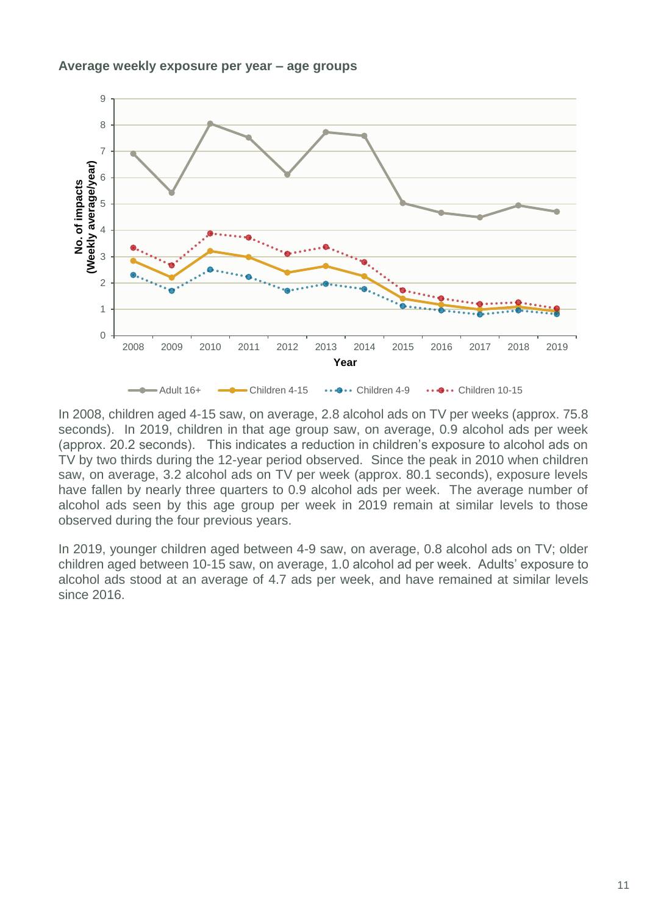**Average weekly exposure per year – age groups**

In 2008, children aged 4-15 saw, on average, 2.8 alcohol ads on TV per weeks (approx. 75.8 seconds). In 2019, children in that age group saw, on average, 0.9 alcohol ads per week (approx. 20.2 seconds). This indicates a reduction in children's exposure to alcohol ads on TV by two thirds during the 12-year period observed. Since the peak in 2010 when children saw, on average, 3.2 alcohol ads on TV per week (approx. 80.1 seconds), exposure levels have fallen by nearly three quarters to 0.9 alcohol ads per week. The average number of alcohol ads seen by this age group per week in 2019 remain at similar levels to those observed during the four previous years.

In 2019, younger children aged between 4-9 saw, on average, 0.8 alcohol ads on TV; older children aged between 10-15 saw, on average, 1.0 alcohol ad per week. Adults' exposure to alcohol ads stood at an average of 4.7 ads per week, and have remained at similar levels since 2016.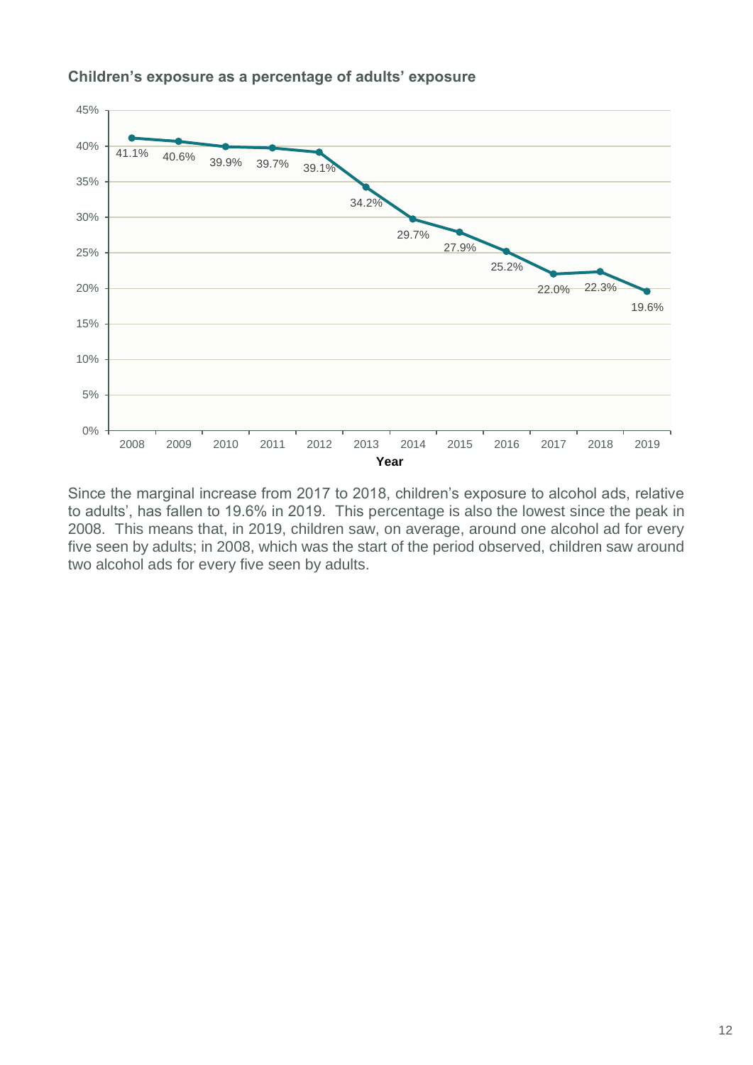**Children's exposure as a percentage of adults' exposure**

| Year | Children's exposure as % of adults' exposure |
|---|---|
| 2008 | 41.1% |
| 2009 | 40.6% |
| 2010 | 39.9% |
| 2011 | 39.7% |
| 2012 | 39.1% |
| 2013 | 34.2% |
| 2014 | 29.7% |
| 2015 | 27.9% |
| 2016 | 25.2% |
| 2017 | 22.0% |
| 2018 | 22.3% |
| 2019 | 19.6% |

Since the marginal increase from 2017 to 2018, children's exposure to alcohol ads, relative to adults', has fallen to 19.6% in 2019. This percentage is also the lowest since the peak in 2008. This means that, in 2019, children saw, on average, around one alcohol ad for every five seen by adults; in 2008, which was the start of the period observed, children saw around two alcohol ads for every five seen by adults.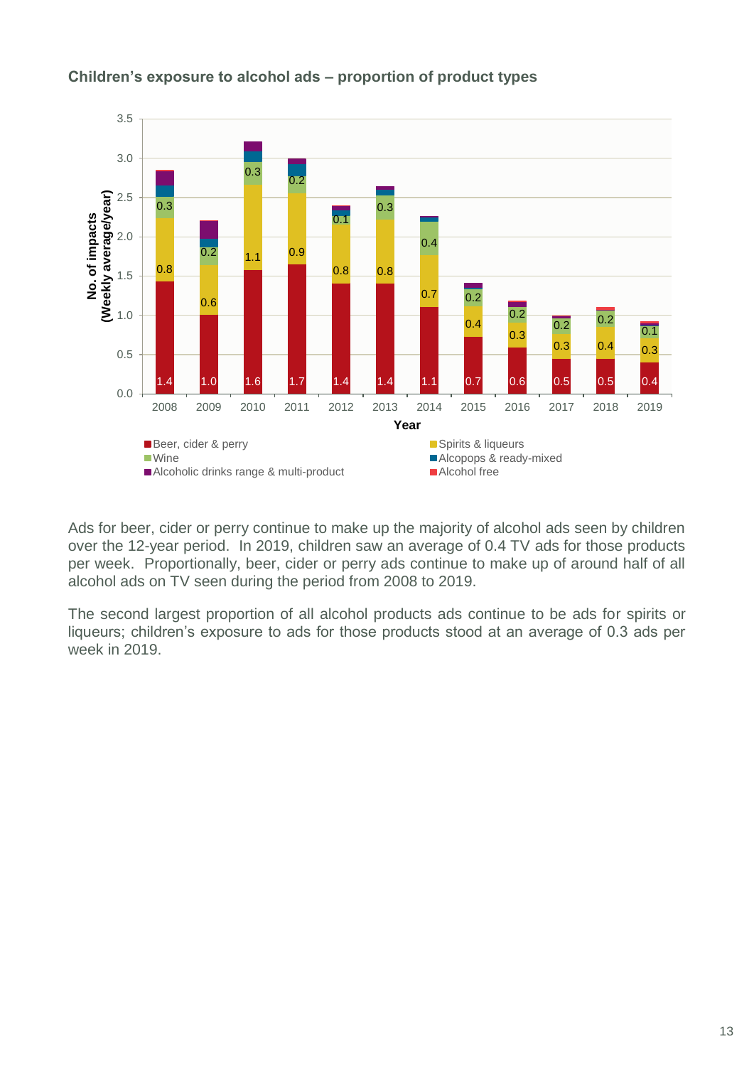**Children's exposure to alcohol ads – proportion of product types**

| Year | Beer, cider & perry | Spirits & liqueurs | Wine |
| --- | --- | --- | --- |
| 2008 | 1.4 | 0.8 | 0.3 |
| 2009 | 1.0 | 0.6 | 0.2 |
| 2010 | 1.6 | 1.1 | 0.3 |
| 2011 | 1.7 | 0.9 | 0.2 |
| 2012 | 1.4 | 0.8 | 0.1 |
| 2013 | 1.4 | 0.8 | 0.3 |
| 2014 | 1.1 | 0.7 | 0.4 |
| 2015 | 0.7 | 0.4 | 0.2 |
| 2016 | 0.6 | 0.3 | 0.2 |
| 2017 | 0.5 | 0.3 | 0.2 |
| 2018 | 0.5 | 0.4 | 0.2 |
| 2019 | 0.4 | 0.3 | 0.1 |

No. of impacts (Weekly average/year); Year

Legend: Beer, cider & perry; Spirits & liqueurs; Wine; Alcopops & ready-mixed; Alcoholic drinks range & multi-product; Alcohol free

Ads for beer, cider or perry continue to make up the majority of alcohol ads seen by children over the 12-year period. In 2019, children saw an average of 0.4 TV ads for those products per week. Proportionally, beer, cider or perry ads continue to make up of around half of all alcohol ads on TV seen during the period from 2008 to 2019.

The second largest proportion of all alcohol products ads continue to be ads for spirits or liqueurs; children's exposure to ads for those products stood at an average of 0.3 ads per week in 2019.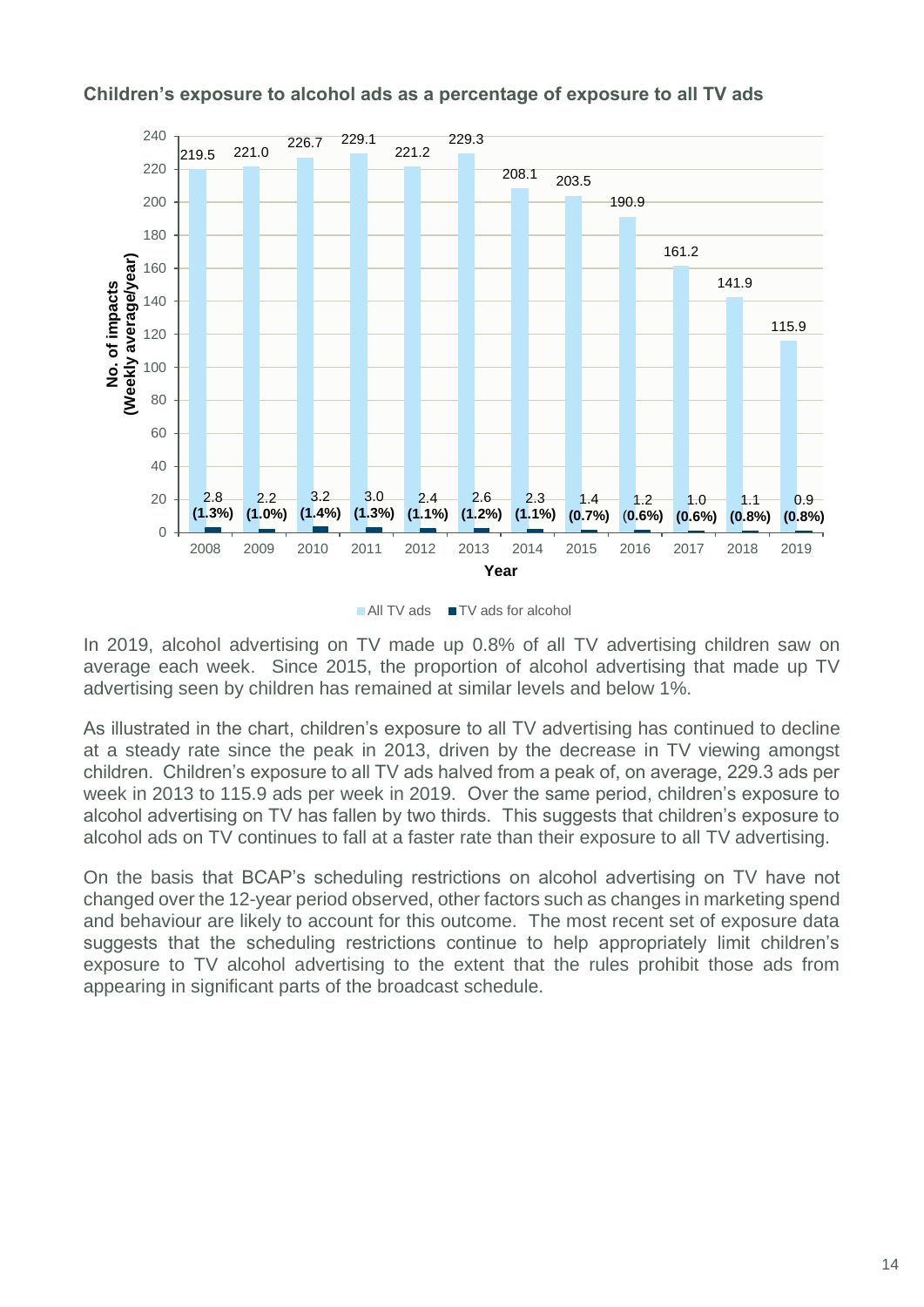**Children's exposure to alcohol ads as a percentage of exposure to all TV ads**

| Year | All TV ads | TV ads for alcohol |
|---|---|---|
| 2008 | 219.5 | 2.8 (1.3%) |
| 2009 | 221.0 | 2.2 (1.0%) |
| 2010 | 226.7 | 3.2 (1.4%) |
| 2011 | 229.1 | 3.0 (1.3%) |
| 2012 | 221.2 | 2.4 (1.1%) |
| 2013 | 229.3 | 2.6 (1.2%) |
| 2014 | 208.1 | 2.3 (1.1%) |
| 2015 | 203.5 | 1.4 (0.7%) |
| 2016 | 190.9 | 1.2 (0.6%) |
| 2017 | 161.2 | 1.0 (0.6%) |
| 2018 | 141.9 | 1.1 (0.8%) |
| 2019 | 115.9 | 0.9 (0.8%) |

No. of impacts (Weekly average/year)

In 2019, alcohol advertising on TV made up 0.8% of all TV advertising children saw on average each week. Since 2015, the proportion of alcohol advertising that made up TV advertising seen by children has remained at similar levels and below 1%.

As illustrated in the chart, children's exposure to all TV advertising has continued to decline at a steady rate since the peak in 2013, driven by the decrease in TV viewing amongst children. Children's exposure to all TV ads halved from a peak of, on average, 229.3 ads per week in 2013 to 115.9 ads per week in 2019. Over the same period, children's exposure to alcohol advertising on TV has fallen by two thirds. This suggests that children's exposure to alcohol ads on TV continues to fall at a faster rate than their exposure to all TV advertising.

On the basis that BCAP's scheduling restrictions on alcohol advertising on TV have not changed over the 12-year period observed, other factors such as changes in marketing spend and behaviour are likely to account for this outcome. The most recent set of exposure data suggests that the scheduling restrictions continue to help appropriately limit children's exposure to TV alcohol advertising to the extent that the rules prohibit those ads from appearing in significant parts of the broadcast schedule.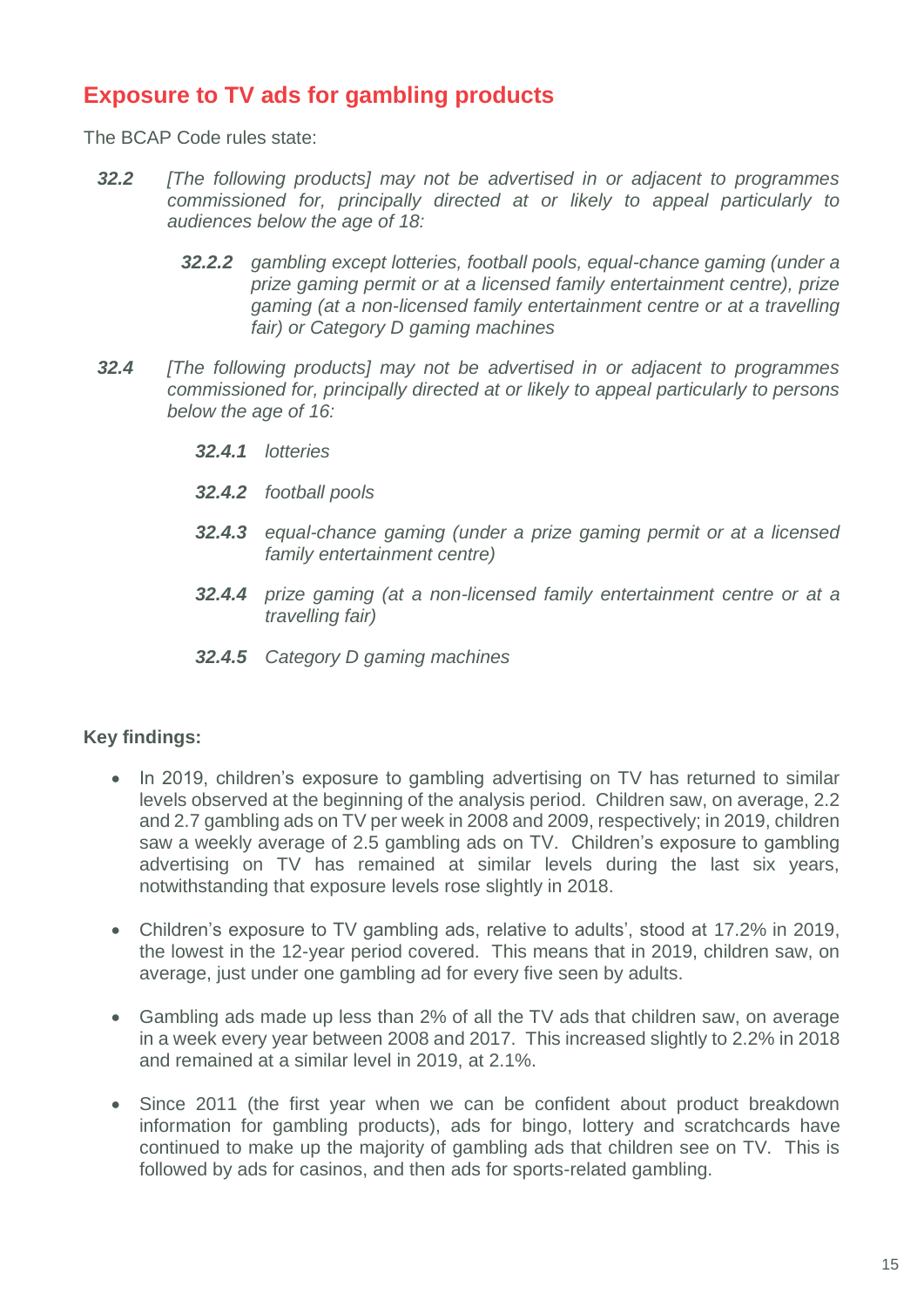## Exposure to TV ads for gambling products

The BCAP Code rules state:

**32.2** *[The following products] may not be advertised in or adjacent to programmes commissioned for, principally directed at or likely to appeal particularly to audiences below the age of 18:*

> **32.2.2** *gambling except lotteries, football pools, equal-chance gaming (under a prize gaming permit or at a licensed family entertainment centre), prize gaming (at a non-licensed family entertainment centre or at a travelling fair) or Category D gaming machines*

**32.4** *[The following products] may not be advertised in or adjacent to programmes commissioned for, principally directed at or likely to appeal particularly to persons below the age of 16:*

> **32.4.1** *lotteries*
>
> **32.4.2** *football pools*
>
> **32.4.3** *equal-chance gaming (under a prize gaming permit or at a licensed family entertainment centre)*
>
> **32.4.4** *prize gaming (at a non-licensed family entertainment centre or at a travelling fair)*
>
> **32.4.5** *Category D gaming machines*

**Key findings:**

- In 2019, children's exposure to gambling advertising on TV has returned to similar levels observed at the beginning of the analysis period. Children saw, on average, 2.2 and 2.7 gambling ads on TV per week in 2008 and 2009, respectively; in 2019, children saw a weekly average of 2.5 gambling ads on TV. Children's exposure to gambling advertising on TV has remained at similar levels during the last six years, notwithstanding that exposure levels rose slightly in 2018.
- Children's exposure to TV gambling ads, relative to adults', stood at 17.2% in 2019, the lowest in the 12-year period covered. This means that in 2019, children saw, on average, just under one gambling ad for every five seen by adults.
- Gambling ads made up less than 2% of all the TV ads that children saw, on average in a week every year between 2008 and 2017. This increased slightly to 2.2% in 2018 and remained at a similar level in 2019, at 2.1%.
- Since 2011 (the first year when we can be confident about product breakdown information for gambling products), ads for bingo, lottery and scratchcards have continued to make up the majority of gambling ads that children see on TV. This is followed by ads for casinos, and then ads for sports-related gambling.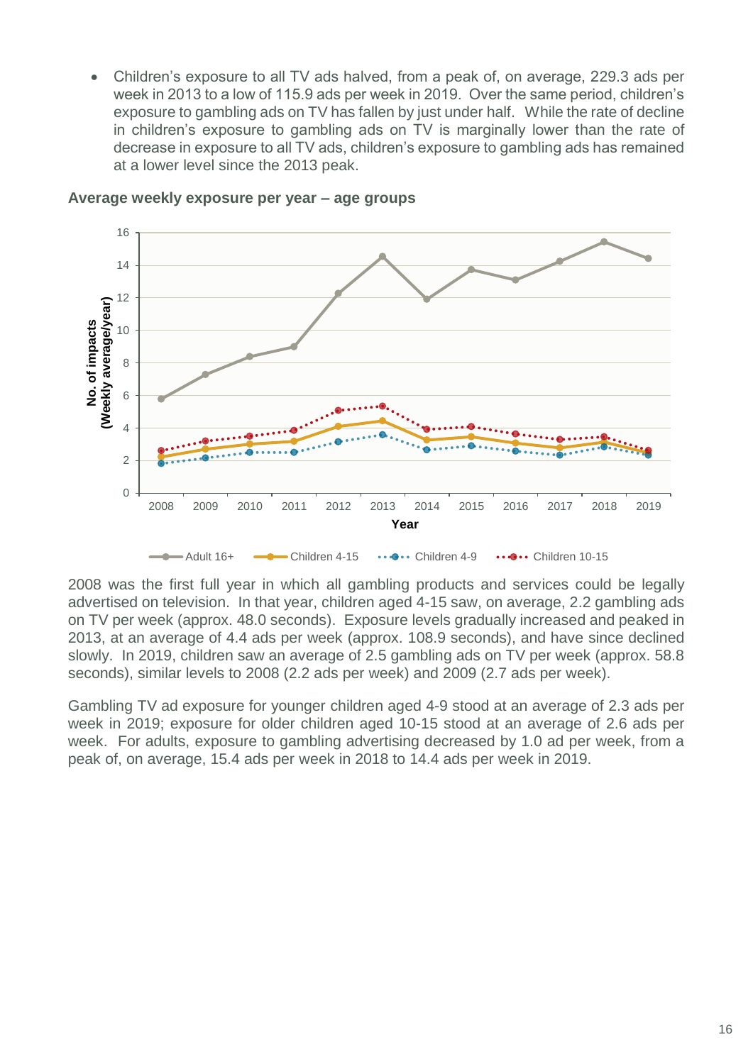- Children's exposure to all TV ads halved, from a peak of, on average, 229.3 ads per week in 2013 to a low of 115.9 ads per week in 2019. Over the same period, children's exposure to gambling ads on TV has fallen by just under half. While the rate of decline in children's exposure to gambling ads on TV is marginally lower than the rate of decrease in exposure to all TV ads, children's exposure to gambling ads has remained at a lower level since the 2013 peak.

**Average weekly exposure per year – age groups**

2008 was the first full year in which all gambling products and services could be legally advertised on television. In that year, children aged 4-15 saw, on average, 2.2 gambling ads on TV per week (approx. 48.0 seconds). Exposure levels gradually increased and peaked in 2013, at an average of 4.4 ads per week (approx. 108.9 seconds), and have since declined slowly. In 2019, children saw an average of 2.5 gambling ads on TV per week (approx. 58.8 seconds), similar levels to 2008 (2.2 ads per week) and 2009 (2.7 ads per week).

Gambling TV ad exposure for younger children aged 4-9 stood at an average of 2.3 ads per week in 2019; exposure for older children aged 10-15 stood at an average of 2.6 ads per week. For adults, exposure to gambling advertising decreased by 1.0 ad per week, from a peak of, on average, 15.4 ads per week in 2018 to 14.4 ads per week in 2019.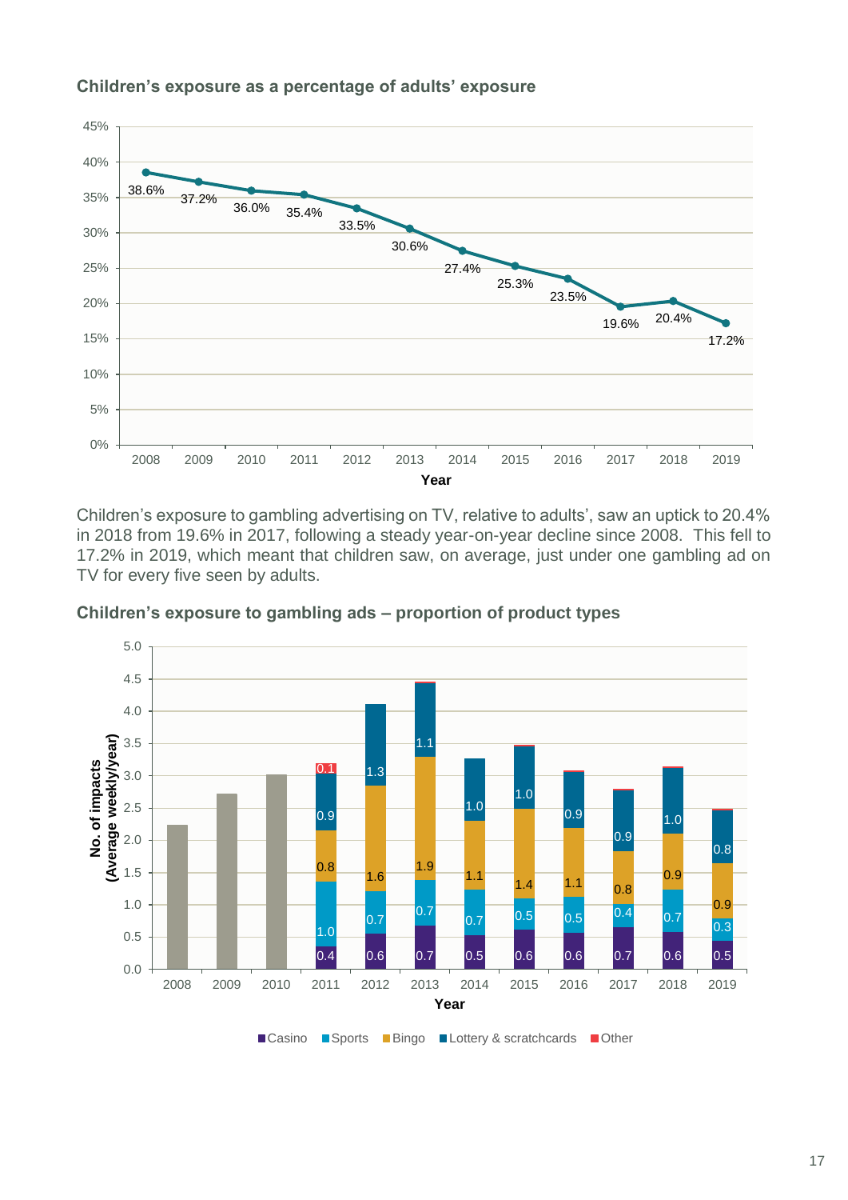**Children's exposure as a percentage of adults' exposure**

| Year | Children's exposure as % of adults' |
|---|---|
| 2008 | 38.6% |
| 2009 | 37.2% |
| 2010 | 36.0% |
| 2011 | 35.4% |
| 2012 | 33.5% |
| 2013 | 30.6% |
| 2014 | 27.4% |
| 2015 | 25.3% |
| 2016 | 23.5% |
| 2017 | 19.6% |
| 2018 | 20.4% |
| 2019 | 17.2% |

Children's exposure to gambling advertising on TV, relative to adults', saw an uptick to 20.4% in 2018 from 19.6% in 2017, following a steady year-on-year decline since 2008. This fell to 17.2% in 2019, which meant that children saw, on average, just under one gambling ad on TV for every five seen by adults.

**Children's exposure to gambling ads – proportion of product types**

No. of impacts (Average weekly/year)

| Year | Casino | Sports | Bingo | Lottery & scratchcards | Other |
|---|---|---|---|---|---|
| 2011 | 0.4 | 1.0 | 0.8 | 0.9 | 0.1 |
| 2012 | 0.6 | 0.7 | 1.6 | 1.3 | |
| 2013 | 0.7 | 0.7 | 1.9 | 1.1 | |
| 2014 | 0.5 | 0.7 | 1.1 | 1.0 | |
| 2015 | 0.6 | 0.5 | 1.4 | 1.0 | |
| 2016 | 0.6 | 0.5 | 1.1 | 0.9 | |
| 2017 | 0.7 | 0.4 | 0.8 | 0.9 | |
| 2018 | 0.6 | 0.7 | 0.9 | 1.0 | |
| 2019 | 0.5 | 0.3 | 0.9 | 0.8 | |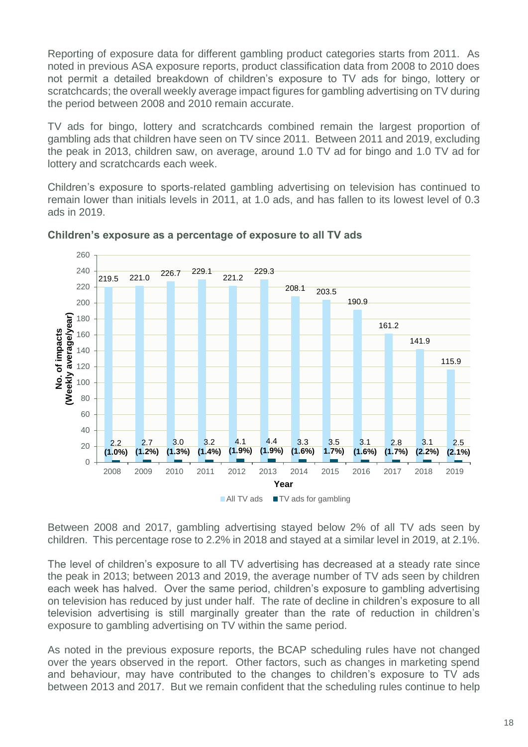Reporting of exposure data for different gambling product categories starts from 2011. As noted in previous ASA exposure reports, product classification data from 2008 to 2010 does not permit a detailed breakdown of children's exposure to TV ads for bingo, lottery or scratchcards; the overall weekly average impact figures for gambling advertising on TV during the period between 2008 and 2010 remain accurate.

TV ads for bingo, lottery and scratchcards combined remain the largest proportion of gambling ads that children have seen on TV since 2011. Between 2011 and 2019, excluding the peak in 2013, children saw, on average, around 1.0 TV ad for bingo and 1.0 TV ad for lottery and scratchcards each week.

Children's exposure to sports-related gambling advertising on television has continued to remain lower than initials levels in 2011, at 1.0 ads, and has fallen to its lowest level of 0.3 ads in 2019.

**Children's exposure as a percentage of exposure to all TV ads**

| Year | All TV ads | TV ads for gambling |
|---|---|---|
| 2008 | 219.5 | 2.2 (1.0%) |
| 2009 | 221.0 | 2.7 (1.2%) |
| 2010 | 226.7 | 3.0 (1.3%) |
| 2011 | 229.1 | 3.2 (1.4%) |
| 2012 | 221.2 | 4.1 (1.9%) |
| 2013 | 229.3 | 4.4 (1.9%) |
| 2014 | 208.1 | 3.3 (1.6%) |
| 2015 | 203.5 | 3.5 (1.7%) |
| 2016 | 190.9 | 3.1 (1.6%) |
| 2017 | 161.2 | 2.8 (1.7%) |
| 2018 | 141.9 | 3.1 (2.2%) |
| 2019 | 115.9 | 2.5 (2.1%) |

No. of impacts (Weekly average/year)

Between 2008 and 2017, gambling advertising stayed below 2% of all TV ads seen by children. This percentage rose to 2.2% in 2018 and stayed at a similar level in 2019, at 2.1%.

The level of children's exposure to all TV advertising has decreased at a steady rate since the peak in 2013; between 2013 and 2019, the average number of TV ads seen by children each week has halved. Over the same period, children's exposure to gambling advertising on television has reduced by just under half. The rate of decline in children's exposure to all television advertising is still marginally greater than the rate of reduction in children's exposure to gambling advertising on TV within the same period.

As noted in the previous exposure reports, the BCAP scheduling rules have not changed over the years observed in the report. Other factors, such as changes in marketing spend and behaviour, may have contributed to the changes to children's exposure to TV ads between 2013 and 2017. But we remain confident that the scheduling rules continue to help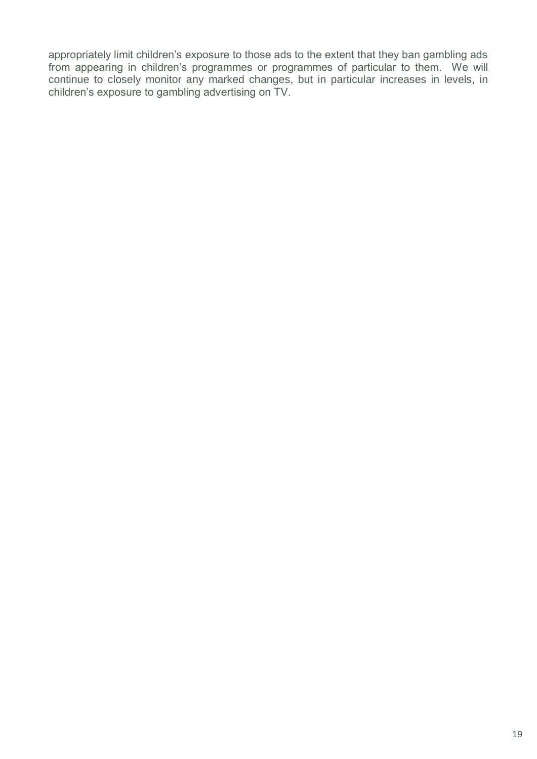appropriately limit children's exposure to those ads to the extent that they ban gambling ads from appearing in children's programmes or programmes of particular to them. We will continue to closely monitor any marked changes, but in particular increases in levels, in children's exposure to gambling advertising on TV.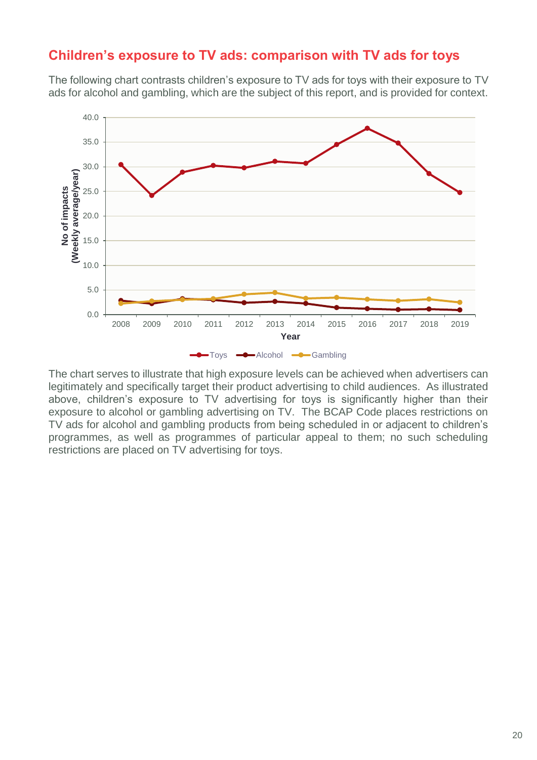## Children's exposure to TV ads: comparison with TV ads for toys

The following chart contrasts children's exposure to TV ads for toys with their exposure to TV ads for alcohol and gambling, which are the subject of this report, and is provided for context.

The chart serves to illustrate that high exposure levels can be achieved when advertisers can legitimately and specifically target their product advertising to child audiences. As illustrated above, children's exposure to TV advertising for toys is significantly higher than their exposure to alcohol or gambling advertising on TV. The BCAP Code places restrictions on TV ads for alcohol and gambling products from being scheduled in or adjacent to children's programmes, as well as programmes of particular appeal to them; no such scheduling restrictions are placed on TV advertising for toys.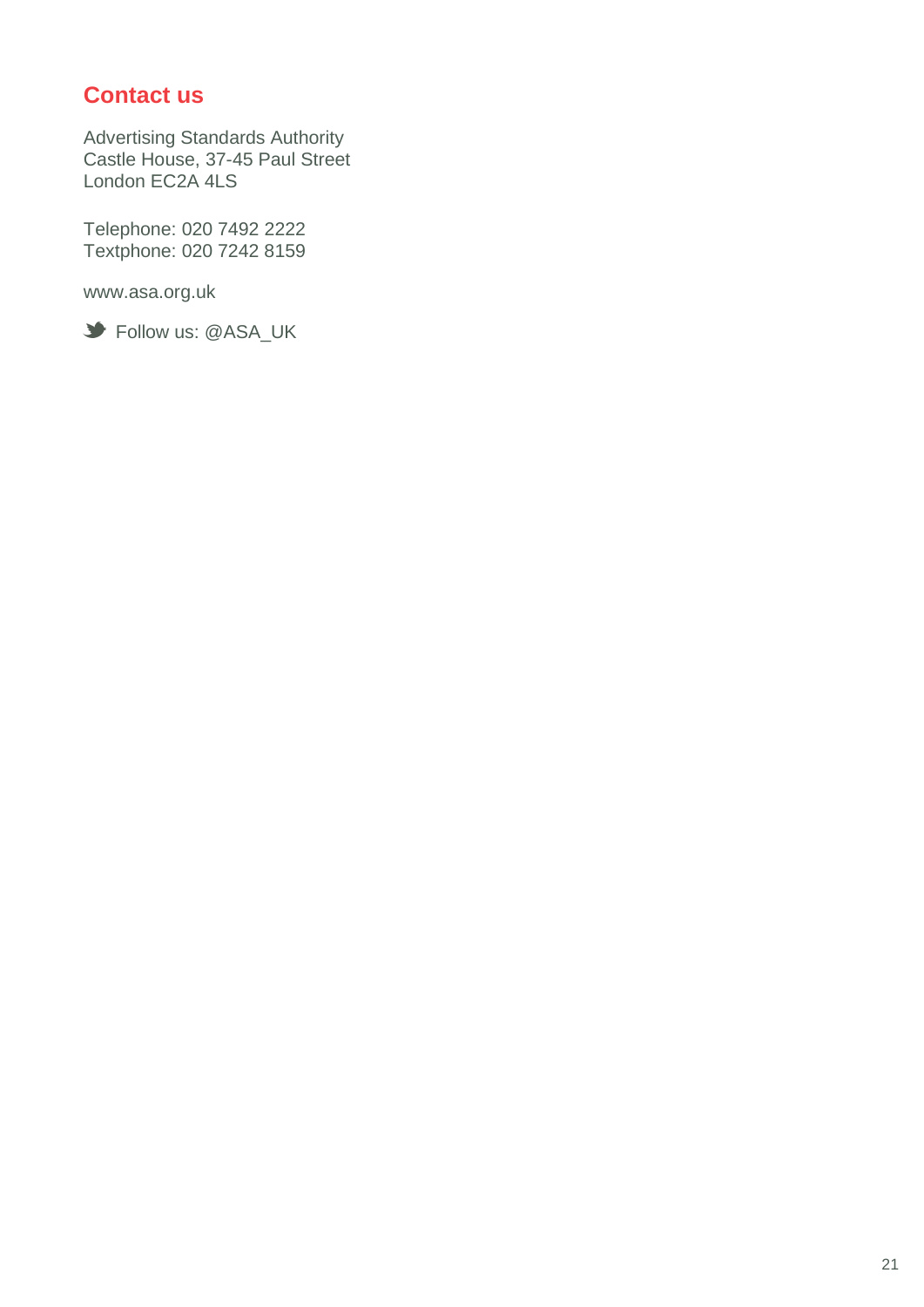## Contact us

Advertising Standards Authority
Castle House, 37-45 Paul Street
London EC2A 4LS

Telephone: 020 7492 2222
Textphone: 020 7242 8159

www.asa.org.uk

Follow us: @ASA_UK